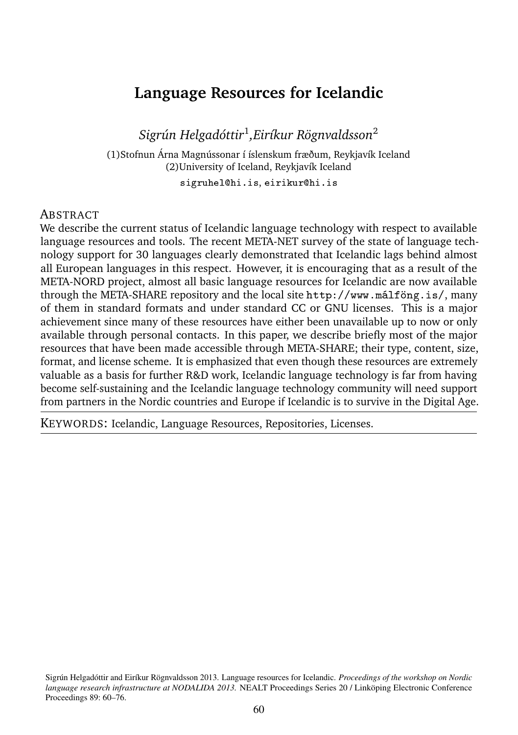# Language Resources for Icelandic

*Sigrún Helgadóttir*[1]*, Eiríkur Rögnvaldsson*[2]

(1)Stofnun Árna Magnússonar í íslenskum fræðum, Reykjavík Iceland
(2)University of Iceland, Reykjavík Iceland

sigruhel@hi.is, eirikur@hi.is

## ABSTRACT

We describe the current status of Icelandic language technology with respect to available language resources and tools. The recent META-NET survey of the state of language technology support for 30 languages clearly demonstrated that Icelandic lags behind almost all European languages in this respect. However, it is encouraging that as a result of the META-NORD project, almost all basic language resources for Icelandic are now available through the META-SHARE repository and the local site `http://www.málföng.is/`, many of them in standard formats and under standard CC or GNU licenses. This is a major achievement since many of these resources have either been unavailable up to now or only available through personal contacts. In this paper, we describe briefly most of the major resources that have been made accessible through META-SHARE; their type, content, size, format, and license scheme. It is emphasized that even though these resources are extremely valuable as a basis for further R&D work, Icelandic language technology is far from having become self-sustaining and the Icelandic language technology community will need support from partners in the Nordic countries and Europe if Icelandic is to survive in the Digital Age.

KEYWORDS: Icelandic, Language Resources, Repositories, Licenses.

Sigrún Helgadóttir and Eiríkur Rögnvaldsson 2013. Language resources for Icelandic. *Proceedings of the workshop on Nordic language research infrastructure at NODALIDA 2013.* NEALT Proceedings Series 20 / Linköping Electronic Conference Proceedings 89: 60–76.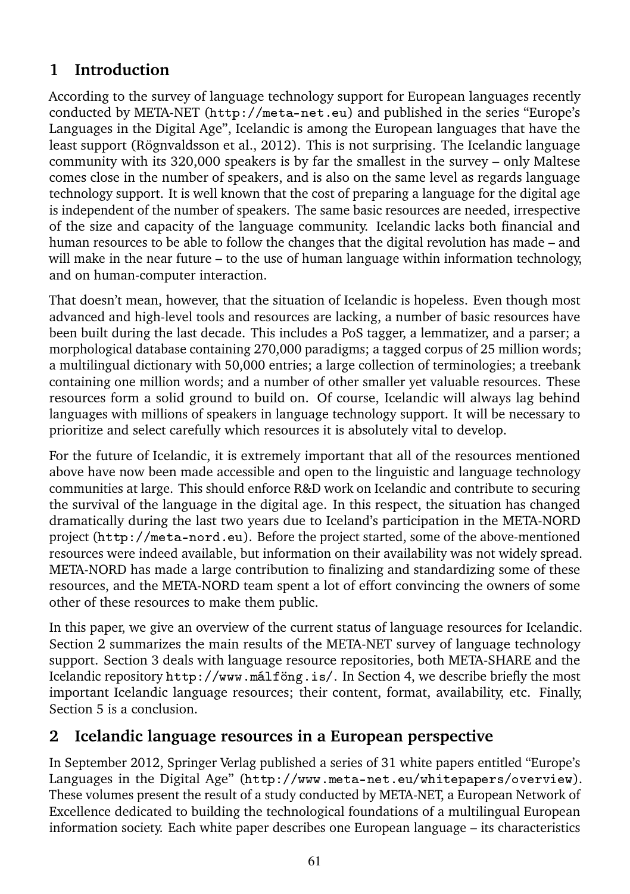## 1 Introduction

According to the survey of language technology support for European languages recently conducted by META-NET (http://meta-net.eu) and published in the series "Europe's Languages in the Digital Age", Icelandic is among the European languages that have the least support (Rögnvaldsson et al., 2012). This is not surprising. The Icelandic language community with its 320,000 speakers is by far the smallest in the survey – only Maltese comes close in the number of speakers, and is also on the same level as regards language technology support. It is well known that the cost of preparing a language for the digital age is independent of the number of speakers. The same basic resources are needed, irrespective of the size and capacity of the language community. Icelandic lacks both financial and human resources to be able to follow the changes that the digital revolution has made – and will make in the near future – to the use of human language within information technology, and on human-computer interaction.

That doesn't mean, however, that the situation of Icelandic is hopeless. Even though most advanced and high-level tools and resources are lacking, a number of basic resources have been built during the last decade. This includes a PoS tagger, a lemmatizer, and a parser; a morphological database containing 270,000 paradigms; a tagged corpus of 25 million words; a multilingual dictionary with 50,000 entries; a large collection of terminologies; a treebank containing one million words; and a number of other smaller yet valuable resources. These resources form a solid ground to build on. Of course, Icelandic will always lag behind languages with millions of speakers in language technology support. It will be necessary to prioritize and select carefully which resources it is absolutely vital to develop.

For the future of Icelandic, it is extremely important that all of the resources mentioned above have now been made accessible and open to the linguistic and language technology communities at large. This should enforce R&D work on Icelandic and contribute to securing the survival of the language in the digital age. In this respect, the situation has changed dramatically during the last two years due to Iceland's participation in the META-NORD project (http://meta-nord.eu). Before the project started, some of the above-mentioned resources were indeed available, but information on their availability was not widely spread. META-NORD has made a large contribution to finalizing and standardizing some of these resources, and the META-NORD team spent a lot of effort convincing the owners of some other of these resources to make them public.

In this paper, we give an overview of the current status of language resources for Icelandic. Section 2 summarizes the main results of the META-NET survey of language technology support. Section 3 deals with language resource repositories, both META-SHARE and the Icelandic repository http://www.málföng.is/. In Section 4, we describe briefly the most important Icelandic language resources; their content, format, availability, etc. Finally, Section 5 is a conclusion.

## 2 Icelandic language resources in a European perspective

In September 2012, Springer Verlag published a series of 31 white papers entitled "Europe's Languages in the Digital Age" (http://www.meta-net.eu/whitepapers/overview). These volumes present the result of a study conducted by META-NET, a European Network of Excellence dedicated to building the technological foundations of a multilingual European information society. Each white paper describes one European language – its characteristics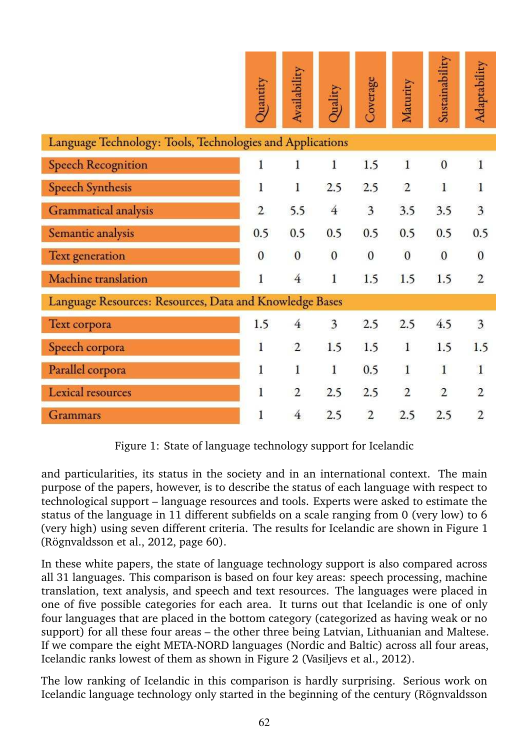| | Quantity | Availability | Quality | Coverage | Maturity | Sustainability | Adaptability |
|---|---|---|---|---|---|---|---|
| **Language Technology: Tools, Technologies and Applications** | | | | | | | |
| Speech Recognition | 1 | 1 | 1 | 1.5 | 1 | 0 | 1 |
| Speech Synthesis | 1 | 1 | 2.5 | 2.5 | 2 | 1 | 1 |
| Grammatical analysis | 2 | 5.5 | 4 | 3 | 3.5 | 3.5 | 3 |
| Semantic analysis | 0.5 | 0.5 | 0.5 | 0.5 | 0.5 | 0.5 | 0.5 |
| Text generation | 0 | 0 | 0 | 0 | 0 | 0 | 0 |
| Machine translation | 1 | 4 | 1 | 1.5 | 1.5 | 1.5 | 2 |
| **Language Resources: Resources, Data and Knowledge Bases** | | | | | | | |
| Text corpora | 1.5 | 4 | 3 | 2.5 | 2.5 | 4.5 | 3 |
| Speech corpora | 1 | 2 | 1.5 | 1.5 | 1 | 1.5 | 1.5 |
| Parallel corpora | 1 | 1 | 1 | 0.5 | 1 | 1 | 1 |
| Lexical resources | 1 | 2 | 2.5 | 2.5 | 2 | 2 | 2 |
| Grammars | 1 | 4 | 2.5 | 2 | 2.5 | 2.5 | 2 |

Figure 1: State of language technology support for Icelandic

and particularities, its status in the society and in an international context. The main purpose of the papers, however, is to describe the status of each language with respect to technological support – language resources and tools. Experts were asked to estimate the status of the language in 11 different subfields on a scale ranging from 0 (very low) to 6 (very high) using seven different criteria. The results for Icelandic are shown in Figure 1 (Rögnvaldsson et al., 2012, page 60).

In these white papers, the state of language technology support is also compared across all 31 languages. This comparison is based on four key areas: speech processing, machine translation, text analysis, and speech and text resources. The languages were placed in one of five possible categories for each area. It turns out that Icelandic is one of only four languages that are placed in the bottom category (categorized as having weak or no support) for all these four areas – the other three being Latvian, Lithuanian and Maltese. If we compare the eight META-NORD languages (Nordic and Baltic) across all four areas, Icelandic ranks lowest of them as shown in Figure 2 (Vasiljevs et al., 2012).

The low ranking of Icelandic in this comparison is hardly surprising. Serious work on Icelandic language technology only started in the beginning of the century (Rögnvaldsson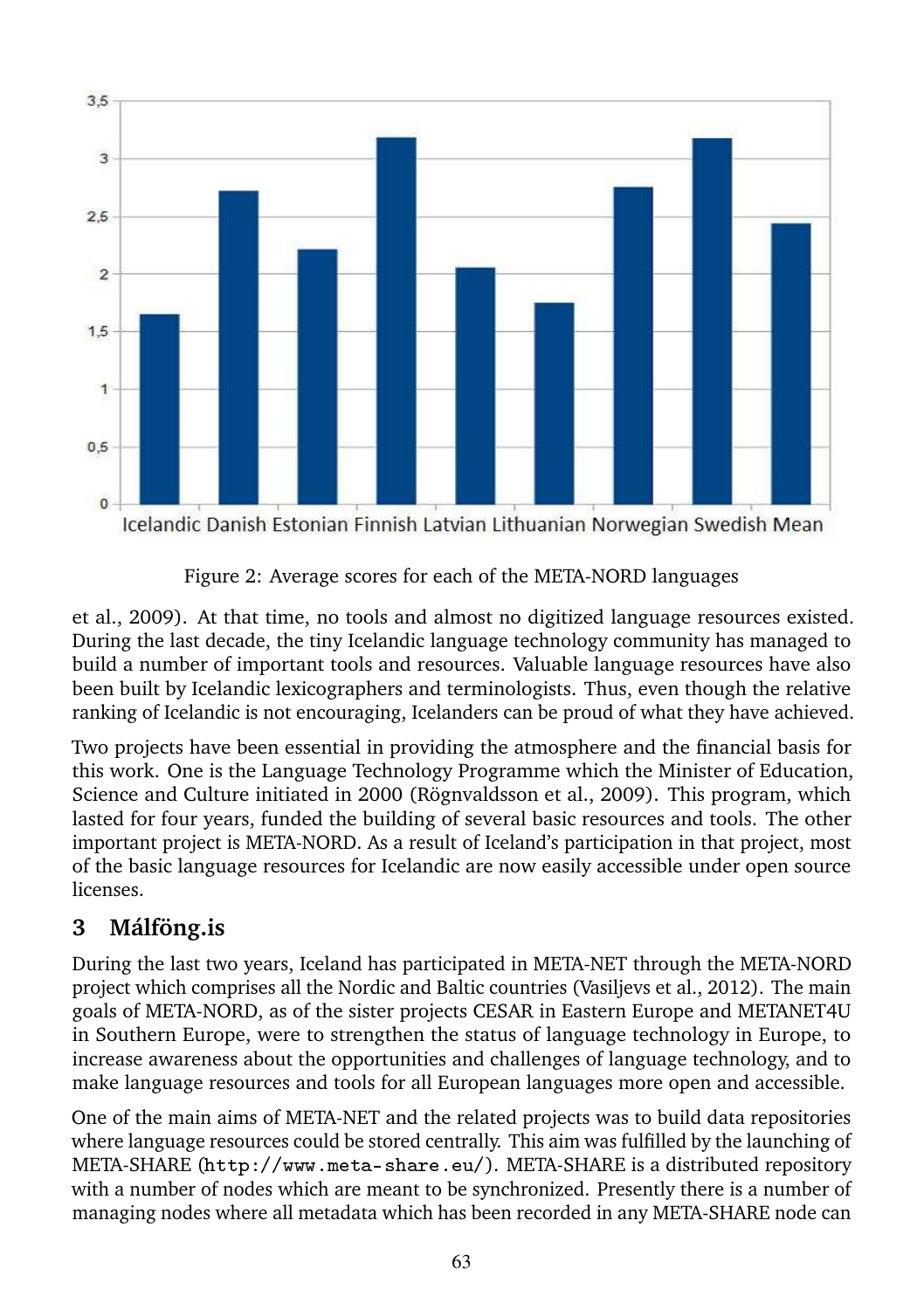Figure 2: Average scores for each of the META-NORD languages

et al., 2009). At that time, no tools and almost no digitized language resources existed. During the last decade, the tiny Icelandic language technology community has managed to build a number of important tools and resources. Valuable language resources have also been built by Icelandic lexicographers and terminologists. Thus, even though the relative ranking of Icelandic is not encouraging, Icelanders can be proud of what they have achieved.

Two projects have been essential in providing the atmosphere and the financial basis for this work. One is the Language Technology Programme which the Minister of Education, Science and Culture initiated in 2000 (Rögnvaldsson et al., 2009). This program, which lasted for four years, funded the building of several basic resources and tools. The other important project is META-NORD. As a result of Iceland's participation in that project, most of the basic language resources for Icelandic are now easily accessible under open source licenses.

## 3 Málföng.is

During the last two years, Iceland has participated in META-NET through the META-NORD project which comprises all the Nordic and Baltic countries (Vasiljevs et al., 2012). The main goals of META-NORD, as of the sister projects CESAR in Eastern Europe and METANET4U in Southern Europe, were to strengthen the status of language technology in Europe, to increase awareness about the opportunities and challenges of language technology, and to make language resources and tools for all European languages more open and accessible.

One of the main aims of META-NET and the related projects was to build data repositories where language resources could be stored centrally. This aim was fulfilled by the launching of META-SHARE (`http://www.meta-share.eu/`). META-SHARE is a distributed repository with a number of nodes which are meant to be synchronized. Presently there is a number of managing nodes where all metadata which has been recorded in any META-SHARE node can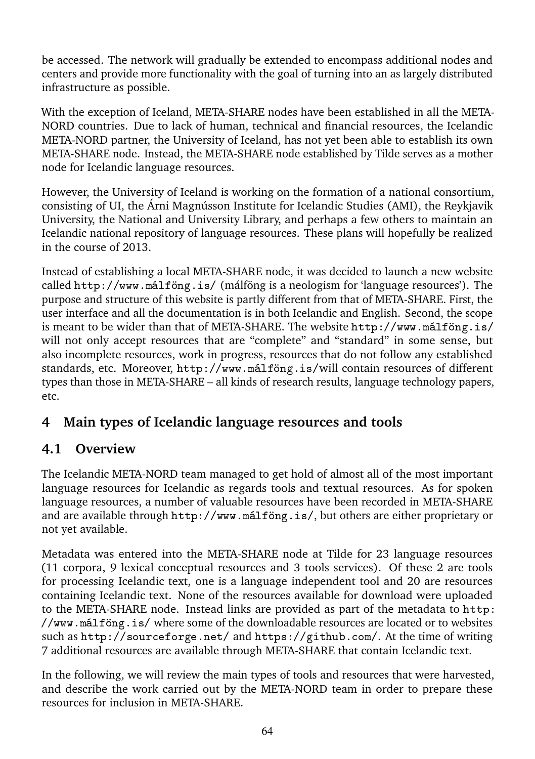be accessed. The network will gradually be extended to encompass additional nodes and centers and provide more functionality with the goal of turning into an as largely distributed infrastructure as possible.

With the exception of Iceland, META-SHARE nodes have been established in all the META-NORD countries. Due to lack of human, technical and financial resources, the Icelandic META-NORD partner, the University of Iceland, has not yet been able to establish its own META-SHARE node. Instead, the META-SHARE node established by Tilde serves as a mother node for Icelandic language resources.

However, the University of Iceland is working on the formation of a national consortium, consisting of UI, the Árni Magnússon Institute for Icelandic Studies (AMI), the Reykjavik University, the National and University Library, and perhaps a few others to maintain an Icelandic national repository of language resources. These plans will hopefully be realized in the course of 2013.

Instead of establishing a local META-SHARE node, it was decided to launch a new website called `http://www.málföng.is/` (málföng is a neologism for 'language resources'). The purpose and structure of this website is partly different from that of META-SHARE. First, the user interface and all the documentation is in both Icelandic and English. Second, the scope is meant to be wider than that of META-SHARE. The website `http://www.málföng.is/` will not only accept resources that are "complete" and "standard" in some sense, but also incomplete resources, work in progress, resources that do not follow any established standards, etc. Moreover, `http://www.málföng.is/`will contain resources of different types than those in META-SHARE – all kinds of research results, language technology papers, etc.

## 4 Main types of Icelandic language resources and tools

### 4.1 Overview

The Icelandic META-NORD team managed to get hold of almost all of the most important language resources for Icelandic as regards tools and textual resources. As for spoken language resources, a number of valuable resources have been recorded in META-SHARE and are available through `http://www.málföng.is/`, but others are either proprietary or not yet available.

Metadata was entered into the META-SHARE node at Tilde for 23 language resources (11 corpora, 9 lexical conceptual resources and 3 tools services). Of these 2 are tools for processing Icelandic text, one is a language independent tool and 20 are resources containing Icelandic text. None of the resources available for download were uploaded to the META-SHARE node. Instead links are provided as part of the metadata to `http://www.málföng.is/` where some of the downloadable resources are located or to websites such as `http://sourceforge.net/` and `https://github.com/`. At the time of writing 7 additional resources are available through META-SHARE that contain Icelandic text.

In the following, we will review the main types of tools and resources that were harvested, and describe the work carried out by the META-NORD team in order to prepare these resources for inclusion in META-SHARE.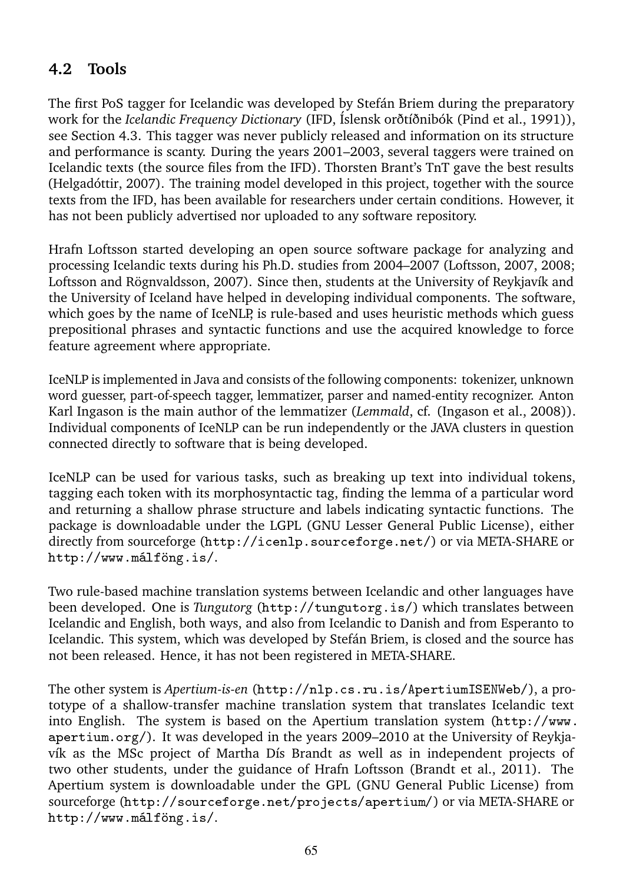## 4.2 Tools

The first PoS tagger for Icelandic was developed by Stefán Briem during the preparatory work for the *Icelandic Frequency Dictionary* (IFD, Íslensk orðtíðnibók (Pind et al., 1991)), see Section 4.3. This tagger was never publicly released and information on its structure and performance is scanty. During the years 2001–2003, several taggers were trained on Icelandic texts (the source files from the IFD). Thorsten Brant's TnT gave the best results (Helgadóttir, 2007). The training model developed in this project, together with the source texts from the IFD, has been available for researchers under certain conditions. However, it has not been publicly advertised nor uploaded to any software repository.

Hrafn Loftsson started developing an open source software package for analyzing and processing Icelandic texts during his Ph.D. studies from 2004–2007 (Loftsson, 2007, 2008; Loftsson and Rögnvaldsson, 2007). Since then, students at the University of Reykjavík and the University of Iceland have helped in developing individual components. The software, which goes by the name of IceNLP, is rule-based and uses heuristic methods which guess prepositional phrases and syntactic functions and use the acquired knowledge to force feature agreement where appropriate.

IceNLP is implemented in Java and consists of the following components: tokenizer, unknown word guesser, part-of-speech tagger, lemmatizer, parser and named-entity recognizer. Anton Karl Ingason is the main author of the lemmatizer (*Lemmald*, cf. (Ingason et al., 2008)). Individual components of IceNLP can be run independently or the JAVA clusters in question connected directly to software that is being developed.

IceNLP can be used for various tasks, such as breaking up text into individual tokens, tagging each token with its morphosyntactic tag, finding the lemma of a particular word and returning a shallow phrase structure and labels indicating syntactic functions. The package is downloadable under the LGPL (GNU Lesser General Public License), either directly from sourceforge (`http://icenlp.sourceforge.net/`) or via META-SHARE or `http://www.málföng.is/`.

Two rule-based machine translation systems between Icelandic and other languages have been developed. One is *Tungutorg* (`http://tungutorg.is/`) which translates between Icelandic and English, both ways, and also from Icelandic to Danish and from Esperanto to Icelandic. This system, which was developed by Stefán Briem, is closed and the source has not been released. Hence, it has not been registered in META-SHARE.

The other system is *Apertium-is-en* (`http://nlp.cs.ru.is/ApertiumISENWeb/`), a prototype of a shallow-transfer machine translation system that translates Icelandic text into English. The system is based on the Apertium translation system (`http://www.apertium.org/`). It was developed in the years 2009–2010 at the University of Reykjavík as the MSc project of Martha Dís Brandt as well as in independent projects of two other students, under the guidance of Hrafn Loftsson (Brandt et al., 2011). The Apertium system is downloadable under the GPL (GNU General Public License) from sourceforge (`http://sourceforge.net/projects/apertium/`) or via META-SHARE or `http://www.málföng.is/`.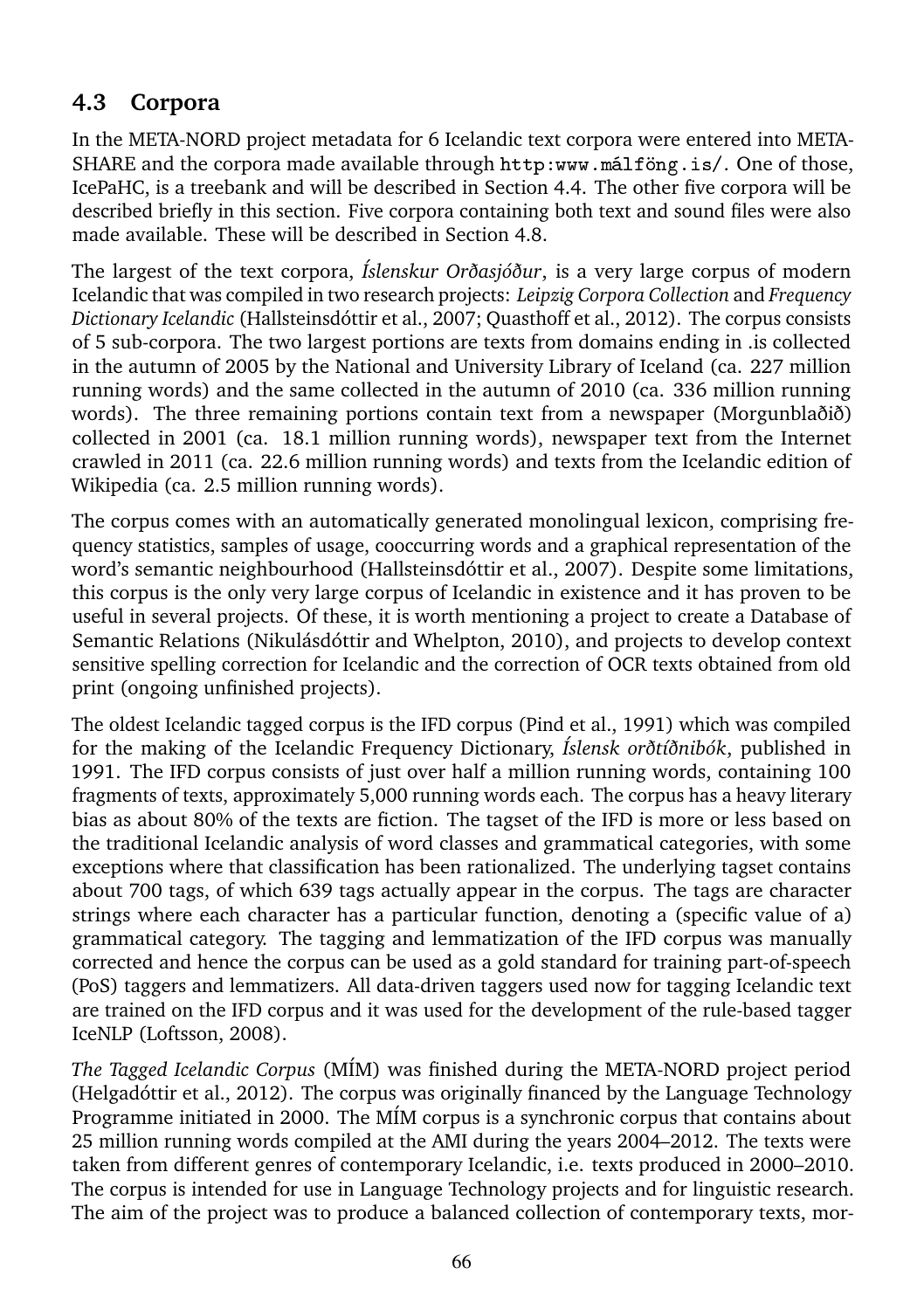## 4.3 Corpora

In the META-NORD project metadata for 6 Icelandic text corpora were entered into META-SHARE and the corpora made available through `http:www.málföng.is/`. One of those, IcePaHC, is a treebank and will be described in Section 4.4. The other five corpora will be described briefly in this section. Five corpora containing both text and sound files were also made available. These will be described in Section 4.8.

The largest of the text corpora, *Íslenskur Orðasjóður*, is a very large corpus of modern Icelandic that was compiled in two research projects: *Leipzig Corpora Collection* and *Frequency Dictionary Icelandic* (Hallsteinsdóttir et al., 2007; Quasthoff et al., 2012). The corpus consists of 5 sub-corpora. The two largest portions are texts from domains ending in .is collected in the autumn of 2005 by the National and University Library of Iceland (ca. 227 million running words) and the same collected in the autumn of 2010 (ca. 336 million running words). The three remaining portions contain text from a newspaper (Morgunblaðið) collected in 2001 (ca. 18.1 million running words), newspaper text from the Internet crawled in 2011 (ca. 22.6 million running words) and texts from the Icelandic edition of Wikipedia (ca. 2.5 million running words).

The corpus comes with an automatically generated monolingual lexicon, comprising frequency statistics, samples of usage, cooccurring words and a graphical representation of the word's semantic neighbourhood (Hallsteinsdóttir et al., 2007). Despite some limitations, this corpus is the only very large corpus of Icelandic in existence and it has proven to be useful in several projects. Of these, it is worth mentioning a project to create a Database of Semantic Relations (Nikulásdóttir and Whelpton, 2010), and projects to develop context sensitive spelling correction for Icelandic and the correction of OCR texts obtained from old print (ongoing unfinished projects).

The oldest Icelandic tagged corpus is the IFD corpus (Pind et al., 1991) which was compiled for the making of the Icelandic Frequency Dictionary, *Íslensk orðtíðnibók*, published in 1991. The IFD corpus consists of just over half a million running words, containing 100 fragments of texts, approximately 5,000 running words each. The corpus has a heavy literary bias as about 80% of the texts are fiction. The tagset of the IFD is more or less based on the traditional Icelandic analysis of word classes and grammatical categories, with some exceptions where that classification has been rationalized. The underlying tagset contains about 700 tags, of which 639 tags actually appear in the corpus. The tags are character strings where each character has a particular function, denoting a (specific value of a) grammatical category. The tagging and lemmatization of the IFD corpus was manually corrected and hence the corpus can be used as a gold standard for training part-of-speech (PoS) taggers and lemmatizers. All data-driven taggers used now for tagging Icelandic text are trained on the IFD corpus and it was used for the development of the rule-based tagger IceNLP (Loftsson, 2008).

*The Tagged Icelandic Corpus* (MÍM) was finished during the META-NORD project period (Helgadóttir et al., 2012). The corpus was originally financed by the Language Technology Programme initiated in 2000. The MÍM corpus is a synchronic corpus that contains about 25 million running words compiled at the AMI during the years 2004–2012. The texts were taken from different genres of contemporary Icelandic, i.e. texts produced in 2000–2010. The corpus is intended for use in Language Technology projects and for linguistic research. The aim of the project was to produce a balanced collection of contemporary texts, mor-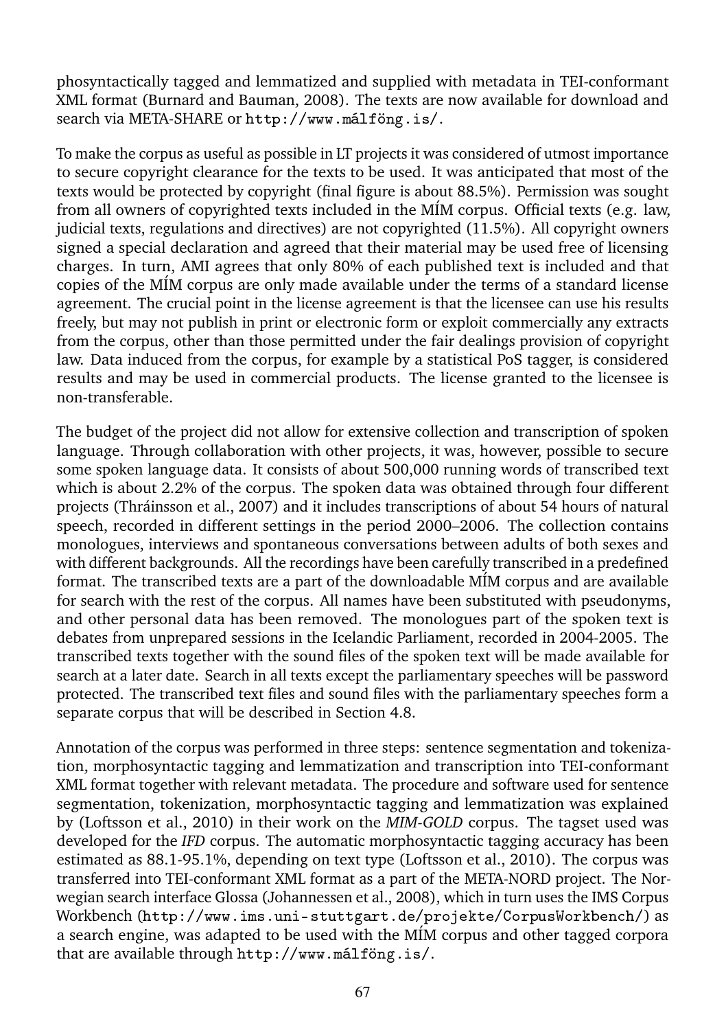phosyntactically tagged and lemmatized and supplied with metadata in TEI-conformant XML format (Burnard and Bauman, 2008). The texts are now available for download and search via META-SHARE or `http://www.málföng.is/`.

To make the corpus as useful as possible in LT projects it was considered of utmost importance to secure copyright clearance for the texts to be used. It was anticipated that most of the texts would be protected by copyright (final figure is about 88.5%). Permission was sought from all owners of copyrighted texts included in the MÍM corpus. Official texts (e.g. law, judicial texts, regulations and directives) are not copyrighted (11.5%). All copyright owners signed a special declaration and agreed that their material may be used free of licensing charges. In turn, AMI agrees that only 80% of each published text is included and that copies of the MÍM corpus are only made available under the terms of a standard license agreement. The crucial point in the license agreement is that the licensee can use his results freely, but may not publish in print or electronic form or exploit commercially any extracts from the corpus, other than those permitted under the fair dealings provision of copyright law. Data induced from the corpus, for example by a statistical PoS tagger, is considered results and may be used in commercial products. The license granted to the licensee is non-transferable.

The budget of the project did not allow for extensive collection and transcription of spoken language. Through collaboration with other projects, it was, however, possible to secure some spoken language data. It consists of about 500,000 running words of transcribed text which is about 2.2% of the corpus. The spoken data was obtained through four different projects (Thráinsson et al., 2007) and it includes transcriptions of about 54 hours of natural speech, recorded in different settings in the period 2000–2006. The collection contains monologues, interviews and spontaneous conversations between adults of both sexes and with different backgrounds. All the recordings have been carefully transcribed in a predefined format. The transcribed texts are a part of the downloadable MÍM corpus and are available for search with the rest of the corpus. All names have been substituted with pseudonyms, and other personal data has been removed. The monologues part of the spoken text is debates from unprepared sessions in the Icelandic Parliament, recorded in 2004-2005. The transcribed texts together with the sound files of the spoken text will be made available for search at a later date. Search in all texts except the parliamentary speeches will be password protected. The transcribed text files and sound files with the parliamentary speeches form a separate corpus that will be described in Section 4.8.

Annotation of the corpus was performed in three steps: sentence segmentation and tokenization, morphosyntactic tagging and lemmatization and transcription into TEI-conformant XML format together with relevant metadata. The procedure and software used for sentence segmentation, tokenization, morphosyntactic tagging and lemmatization was explained by (Loftsson et al., 2010) in their work on the *MIM-GOLD* corpus. The tagset used was developed for the *IFD* corpus. The automatic morphosyntactic tagging accuracy has been estimated as 88.1-95.1%, depending on text type (Loftsson et al., 2010). The corpus was transferred into TEI-conformant XML format as a part of the META-NORD project. The Norwegian search interface Glossa (Johannessen et al., 2008), which in turn uses the IMS Corpus Workbench (`http://www.ims.uni-stuttgart.de/projekte/CorpusWorkbench/`) as a search engine, was adapted to be used with the MÍM corpus and other tagged corpora that are available through `http://www.málföng.is/`.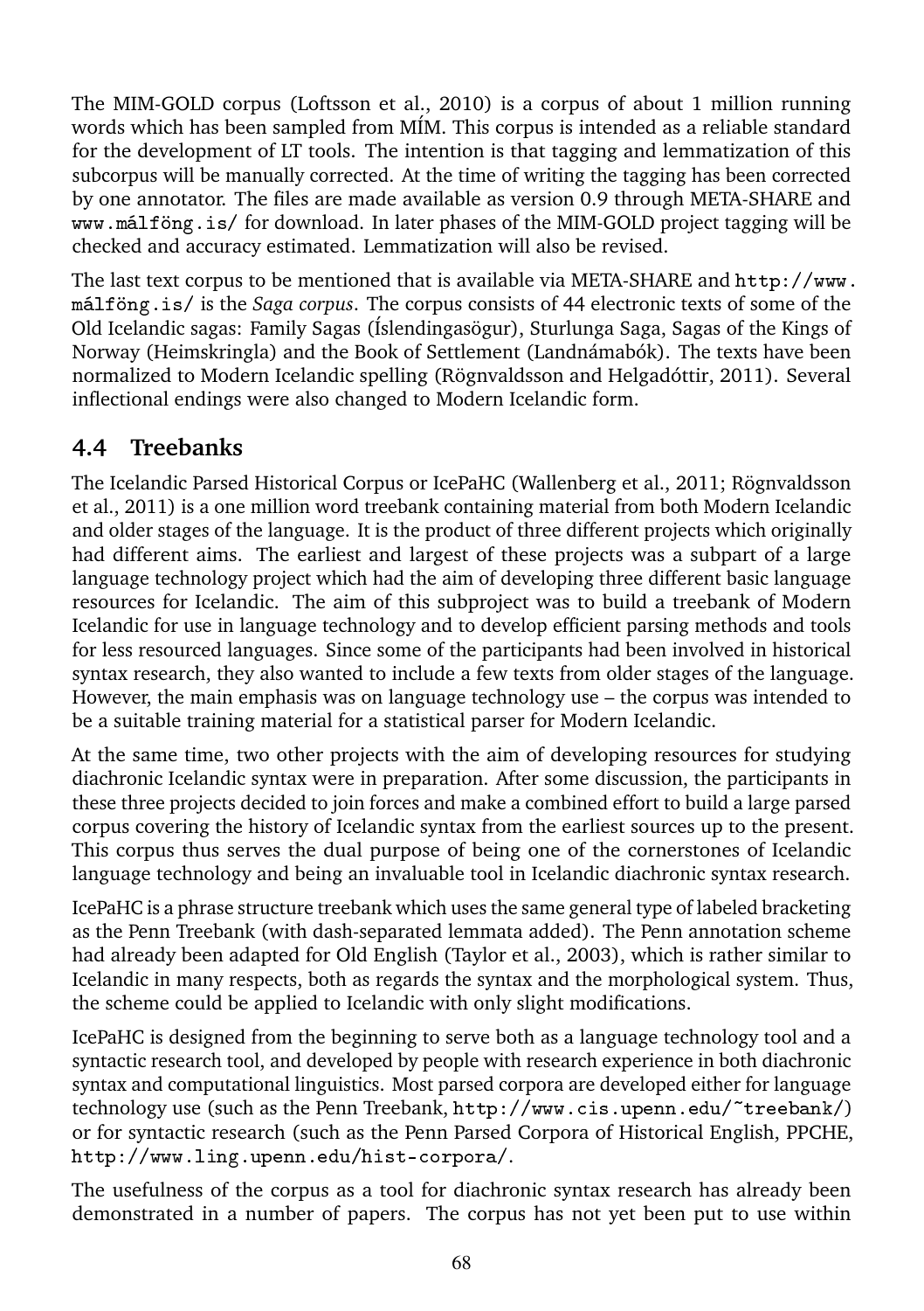The MIM-GOLD corpus (Loftsson et al., 2010) is a corpus of about 1 million running words which has been sampled from MÍM. This corpus is intended as a reliable standard for the development of LT tools. The intention is that tagging and lemmatization of this subcorpus will be manually corrected. At the time of writing the tagging has been corrected by one annotator. The files are made available as version 0.9 through META-SHARE and www.málföng.is/ for download. In later phases of the MIM-GOLD project tagging will be checked and accuracy estimated. Lemmatization will also be revised.

The last text corpus to be mentioned that is available via META-SHARE and http://www.málföng.is/ is the *Saga corpus*. The corpus consists of 44 electronic texts of some of the Old Icelandic sagas: Family Sagas (Íslendingasögur), Sturlunga Saga, Sagas of the Kings of Norway (Heimskringla) and the Book of Settlement (Landnámabók). The texts have been normalized to Modern Icelandic spelling (Rögnvaldsson and Helgadóttir, 2011). Several inflectional endings were also changed to Modern Icelandic form.

## 4.4 Treebanks

The Icelandic Parsed Historical Corpus or IcePaHC (Wallenberg et al., 2011; Rögnvaldsson et al., 2011) is a one million word treebank containing material from both Modern Icelandic and older stages of the language. It is the product of three different projects which originally had different aims. The earliest and largest of these projects was a subpart of a large language technology project which had the aim of developing three different basic language resources for Icelandic. The aim of this subproject was to build a treebank of Modern Icelandic for use in language technology and to develop efficient parsing methods and tools for less resourced languages. Since some of the participants had been involved in historical syntax research, they also wanted to include a few texts from older stages of the language. However, the main emphasis was on language technology use – the corpus was intended to be a suitable training material for a statistical parser for Modern Icelandic.

At the same time, two other projects with the aim of developing resources for studying diachronic Icelandic syntax were in preparation. After some discussion, the participants in these three projects decided to join forces and make a combined effort to build a large parsed corpus covering the history of Icelandic syntax from the earliest sources up to the present. This corpus thus serves the dual purpose of being one of the cornerstones of Icelandic language technology and being an invaluable tool in Icelandic diachronic syntax research.

IcePaHC is a phrase structure treebank which uses the same general type of labeled bracketing as the Penn Treebank (with dash-separated lemmata added). The Penn annotation scheme had already been adapted for Old English (Taylor et al., 2003), which is rather similar to Icelandic in many respects, both as regards the syntax and the morphological system. Thus, the scheme could be applied to Icelandic with only slight modifications.

IcePaHC is designed from the beginning to serve both as a language technology tool and a syntactic research tool, and developed by people with research experience in both diachronic syntax and computational linguistics. Most parsed corpora are developed either for language technology use (such as the Penn Treebank, http://www.cis.upenn.edu/~treebank/) or for syntactic research (such as the Penn Parsed Corpora of Historical English, PPCHE, http://www.ling.upenn.edu/hist-corpora/.

The usefulness of the corpus as a tool for diachronic syntax research has already been demonstrated in a number of papers. The corpus has not yet been put to use within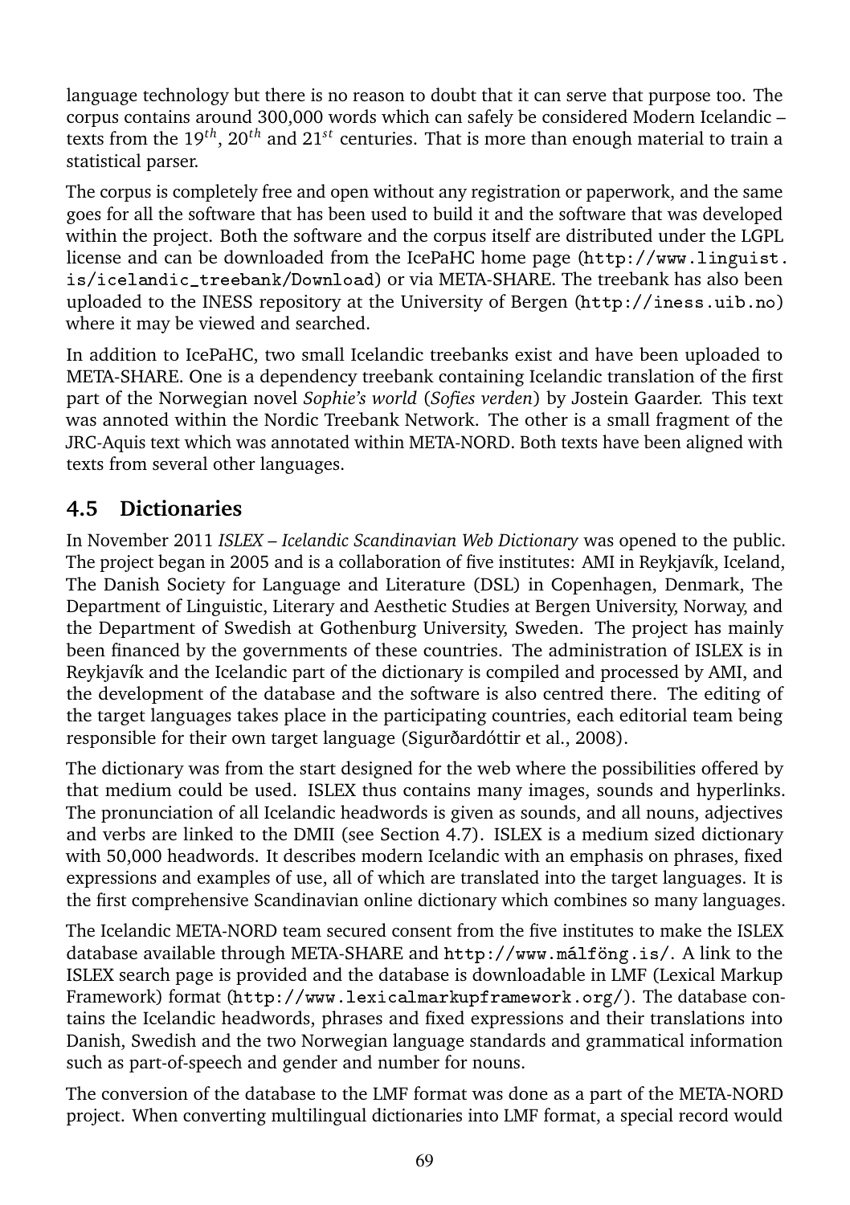language technology but there is no reason to doubt that it can serve that purpose too. The corpus contains around 300,000 words which can safely be considered Modern Icelandic – texts from the $19^{th}$, $20^{th}$ and $21^{st}$ centuries. That is more than enough material to train a statistical parser.

The corpus is completely free and open without any registration or paperwork, and the same goes for all the software that has been used to build it and the software that was developed within the project. Both the software and the corpus itself are distributed under the LGPL license and can be downloaded from the IcePaHC home page (`http://www.linguist.is/icelandic_treebank/Download`) or via META-SHARE. The treebank has also been uploaded to the INESS repository at the University of Bergen (`http://iness.uib.no`) where it may be viewed and searched.

In addition to IcePaHC, two small Icelandic treebanks exist and have been uploaded to META-SHARE. One is a dependency treebank containing Icelandic translation of the first part of the Norwegian novel *Sophie's world* (*Sofies verden*) by Jostein Gaarder. This text was annoted within the Nordic Treebank Network. The other is a small fragment of the JRC-Aquis text which was annotated within META-NORD. Both texts have been aligned with texts from several other languages.

## 4.5 Dictionaries

In November 2011 *ISLEX – Icelandic Scandinavian Web Dictionary* was opened to the public. The project began in 2005 and is a collaboration of five institutes: AMI in Reykjavík, Iceland, The Danish Society for Language and Literature (DSL) in Copenhagen, Denmark, The Department of Linguistic, Literary and Aesthetic Studies at Bergen University, Norway, and the Department of Swedish at Gothenburg University, Sweden. The project has mainly been financed by the governments of these countries. The administration of ISLEX is in Reykjavík and the Icelandic part of the dictionary is compiled and processed by AMI, and the development of the database and the software is also centred there. The editing of the target languages takes place in the participating countries, each editorial team being responsible for their own target language (Sigurðardóttir et al., 2008).

The dictionary was from the start designed for the web where the possibilities offered by that medium could be used. ISLEX thus contains many images, sounds and hyperlinks. The pronunciation of all Icelandic headwords is given as sounds, and all nouns, adjectives and verbs are linked to the DMII (see Section 4.7). ISLEX is a medium sized dictionary with 50,000 headwords. It describes modern Icelandic with an emphasis on phrases, fixed expressions and examples of use, all of which are translated into the target languages. It is the first comprehensive Scandinavian online dictionary which combines so many languages.

The Icelandic META-NORD team secured consent from the five institutes to make the ISLEX database available through META-SHARE and `http://www.málföng.is/`. A link to the ISLEX search page is provided and the database is downloadable in LMF (Lexical Markup Framework) format (`http://www.lexicalmarkupframework.org/`). The database contains the Icelandic headwords, phrases and fixed expressions and their translations into Danish, Swedish and the two Norwegian language standards and grammatical information such as part-of-speech and gender and number for nouns.

The conversion of the database to the LMF format was done as a part of the META-NORD project. When converting multilingual dictionaries into LMF format, a special record would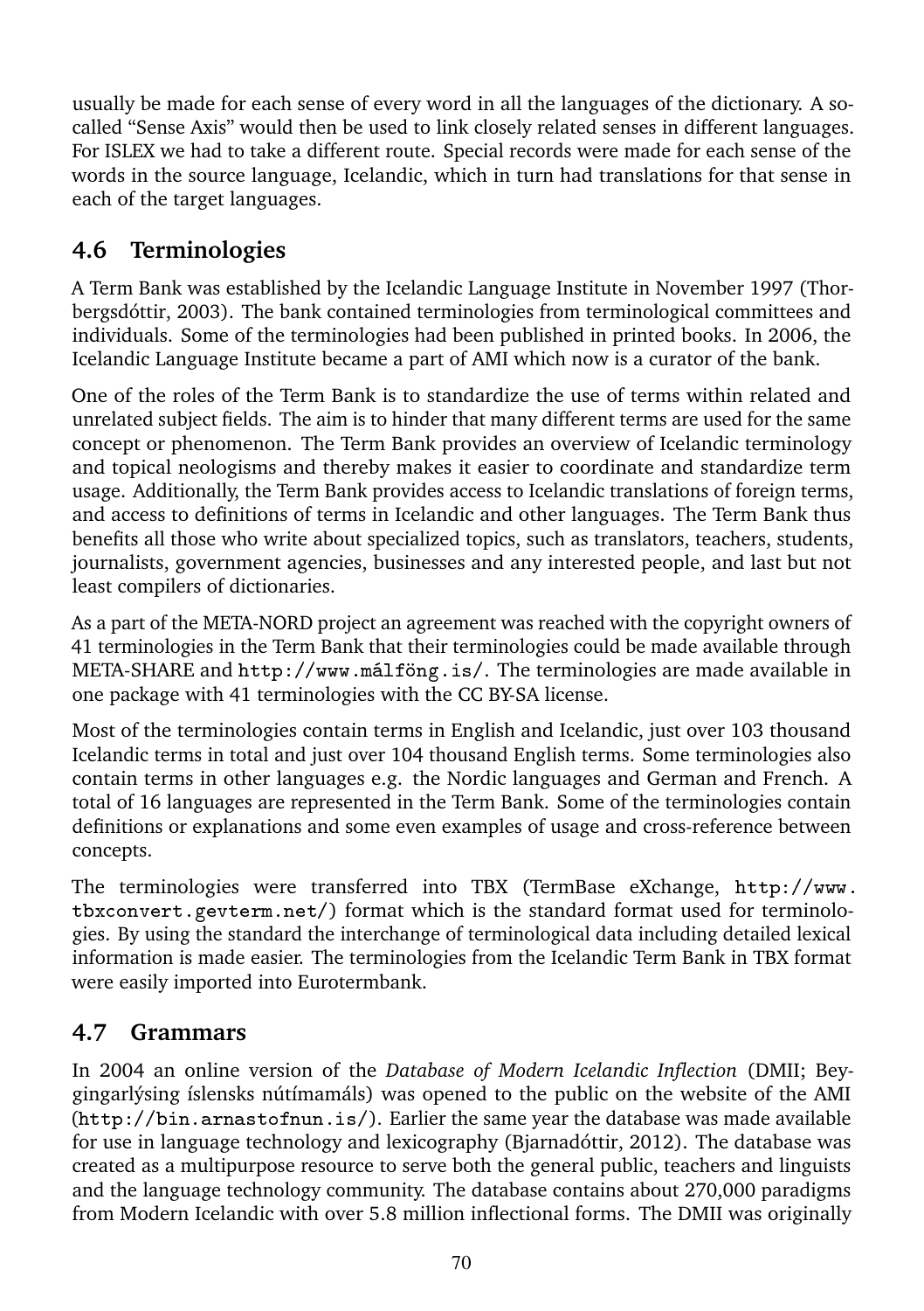usually be made for each sense of every word in all the languages of the dictionary. A so-called "Sense Axis" would then be used to link closely related senses in different languages. For ISLEX we had to take a different route. Special records were made for each sense of the words in the source language, Icelandic, which in turn had translations for that sense in each of the target languages.

## 4.6 Terminologies

A Term Bank was established by the Icelandic Language Institute in November 1997 (Thorbergsdóttir, 2003). The bank contained terminologies from terminological committees and individuals. Some of the terminologies had been published in printed books. In 2006, the Icelandic Language Institute became a part of AMI which now is a curator of the bank.

One of the roles of the Term Bank is to standardize the use of terms within related and unrelated subject fields. The aim is to hinder that many different terms are used for the same concept or phenomenon. The Term Bank provides an overview of Icelandic terminology and topical neologisms and thereby makes it easier to coordinate and standardize term usage. Additionally, the Term Bank provides access to Icelandic translations of foreign terms, and access to definitions of terms in Icelandic and other languages. The Term Bank thus benefits all those who write about specialized topics, such as translators, teachers, students, journalists, government agencies, businesses and any interested people, and last but not least compilers of dictionaries.

As a part of the META-NORD project an agreement was reached with the copyright owners of 41 terminologies in the Term Bank that their terminologies could be made available through META-SHARE and `http://www.málföng.is/`. The terminologies are made available in one package with 41 terminologies with the CC BY-SA license.

Most of the terminologies contain terms in English and Icelandic, just over 103 thousand Icelandic terms in total and just over 104 thousand English terms. Some terminologies also contain terms in other languages e.g. the Nordic languages and German and French. A total of 16 languages are represented in the Term Bank. Some of the terminologies contain definitions or explanations and some even examples of usage and cross-reference between concepts.

The terminologies were transferred into TBX (TermBase eXchange, `http://www.tbxconvert.gevterm.net/`) format which is the standard format used for terminologies. By using the standard the interchange of terminological data including detailed lexical information is made easier. The terminologies from the Icelandic Term Bank in TBX format were easily imported into Eurotermbank.

## 4.7 Grammars

In 2004 an online version of the *Database of Modern Icelandic Inflection* (DMII; Beygingarlýsing íslensks nútímamáls) was opened to the public on the website of the AMI (`http://bin.arnastofnun.is/`). Earlier the same year the database was made available for use in language technology and lexicography (Bjarnadóttir, 2012). The database was created as a multipurpose resource to serve both the general public, teachers and linguists and the language technology community. The database contains about 270,000 paradigms from Modern Icelandic with over 5.8 million inflectional forms. The DMII was originally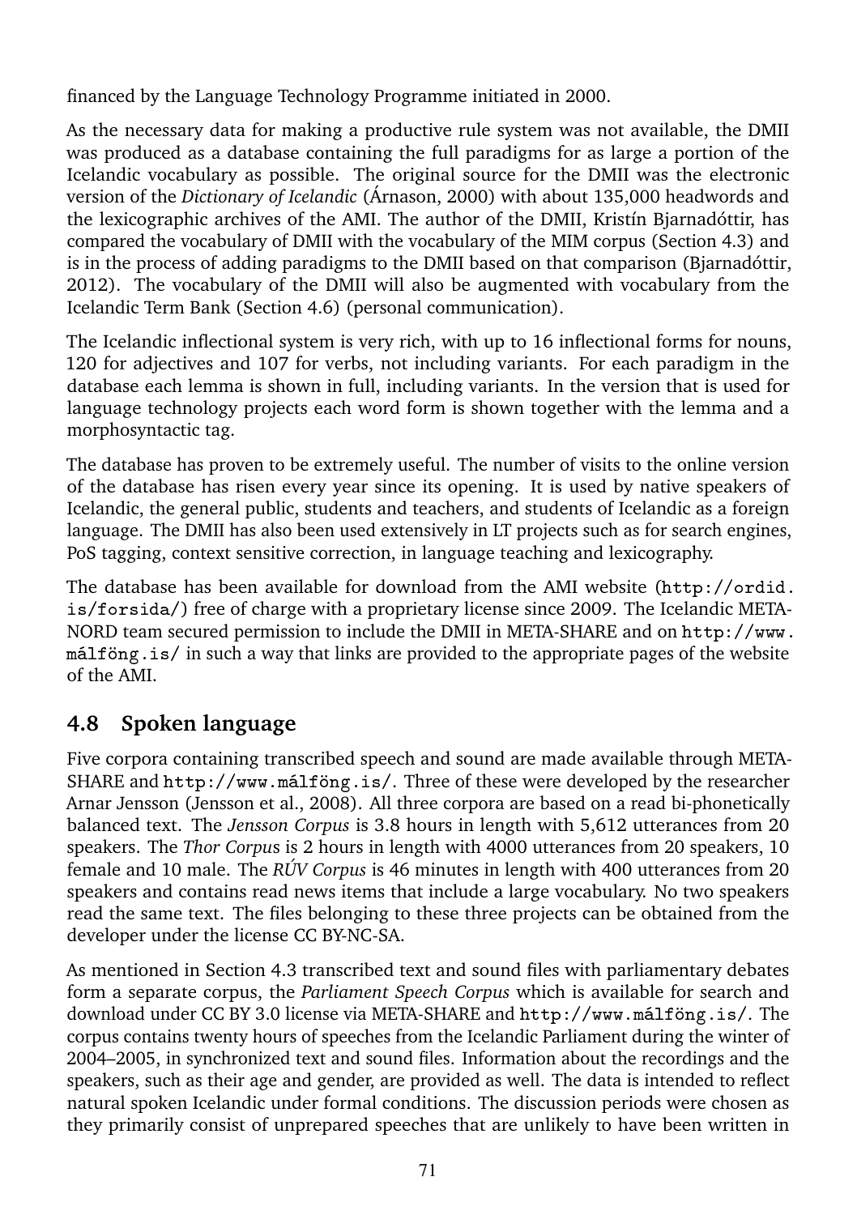financed by the Language Technology Programme initiated in 2000.

As the necessary data for making a productive rule system was not available, the DMII was produced as a database containing the full paradigms for as large a portion of the Icelandic vocabulary as possible. The original source for the DMII was the electronic version of the *Dictionary of Icelandic* (Árnason, 2000) with about 135,000 headwords and the lexicographic archives of the AMI. The author of the DMII, Kristín Bjarnadóttir, has compared the vocabulary of DMII with the vocabulary of the MIM corpus (Section 4.3) and is in the process of adding paradigms to the DMII based on that comparison (Bjarnadóttir, 2012). The vocabulary of the DMII will also be augmented with vocabulary from the Icelandic Term Bank (Section 4.6) (personal communication).

The Icelandic inflectional system is very rich, with up to 16 inflectional forms for nouns, 120 for adjectives and 107 for verbs, not including variants. For each paradigm in the database each lemma is shown in full, including variants. In the version that is used for language technology projects each word form is shown together with the lemma and a morphosyntactic tag.

The database has proven to be extremely useful. The number of visits to the online version of the database has risen every year since its opening. It is used by native speakers of Icelandic, the general public, students and teachers, and students of Icelandic as a foreign language. The DMII has also been used extensively in LT projects such as for search engines, PoS tagging, context sensitive correction, in language teaching and lexicography.

The database has been available for download from the AMI website (`http://ordid.is/forsida/`) free of charge with a proprietary license since 2009. The Icelandic META-NORD team secured permission to include the DMII in META-SHARE and on `http://www.málföng.is/` in such a way that links are provided to the appropriate pages of the website of the AMI.

## 4.8 Spoken language

Five corpora containing transcribed speech and sound are made available through META-SHARE and `http://www.málföng.is/`. Three of these were developed by the researcher Arnar Jensson (Jensson et al., 2008). All three corpora are based on a read bi-phonetically balanced text. The *Jensson Corpus* is 3.8 hours in length with 5,612 utterances from 20 speakers. The *Thor Corpus* is 2 hours in length with 4000 utterances from 20 speakers, 10 female and 10 male. The *RÚV Corpus* is 46 minutes in length with 400 utterances from 20 speakers and contains read news items that include a large vocabulary. No two speakers read the same text. The files belonging to these three projects can be obtained from the developer under the license CC BY-NC-SA.

As mentioned in Section 4.3 transcribed text and sound files with parliamentary debates form a separate corpus, the *Parliament Speech Corpus* which is available for search and download under CC BY 3.0 license via META-SHARE and `http://www.málföng.is/`. The corpus contains twenty hours of speeches from the Icelandic Parliament during the winter of 2004–2005, in synchronized text and sound files. Information about the recordings and the speakers, such as their age and gender, are provided as well. The data is intended to reflect natural spoken Icelandic under formal conditions. The discussion periods were chosen as they primarily consist of unprepared speeches that are unlikely to have been written in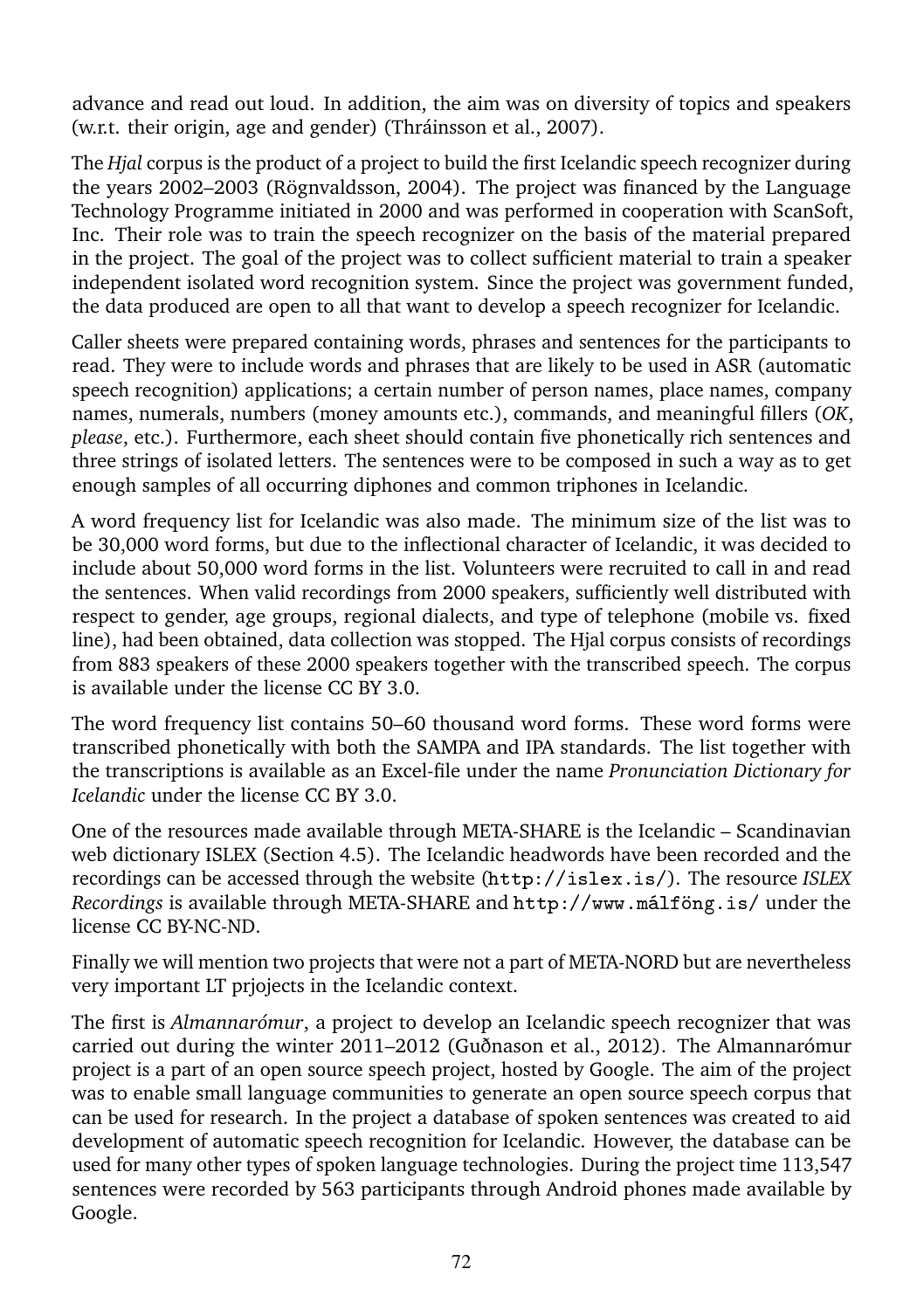advance and read out loud. In addition, the aim was on diversity of topics and speakers (w.r.t. their origin, age and gender) (Thráinsson et al., 2007).

The *Hjal* corpus is the product of a project to build the first Icelandic speech recognizer during the years 2002–2003 (Rögnvaldsson, 2004). The project was financed by the Language Technology Programme initiated in 2000 and was performed in cooperation with ScanSoft, Inc. Their role was to train the speech recognizer on the basis of the material prepared in the project. The goal of the project was to collect sufficient material to train a speaker independent isolated word recognition system. Since the project was government funded, the data produced are open to all that want to develop a speech recognizer for Icelandic.

Caller sheets were prepared containing words, phrases and sentences for the participants to read. They were to include words and phrases that are likely to be used in ASR (automatic speech recognition) applications; a certain number of person names, place names, company names, numerals, numbers (money amounts etc.), commands, and meaningful fillers (*OK*, *please*, etc.). Furthermore, each sheet should contain five phonetically rich sentences and three strings of isolated letters. The sentences were to be composed in such a way as to get enough samples of all occurring diphones and common triphones in Icelandic.

A word frequency list for Icelandic was also made. The minimum size of the list was to be 30,000 word forms, but due to the inflectional character of Icelandic, it was decided to include about 50,000 word forms in the list. Volunteers were recruited to call in and read the sentences. When valid recordings from 2000 speakers, sufficiently well distributed with respect to gender, age groups, regional dialects, and type of telephone (mobile vs. fixed line), had been obtained, data collection was stopped. The Hjal corpus consists of recordings from 883 speakers of these 2000 speakers together with the transcribed speech. The corpus is available under the license CC BY 3.0.

The word frequency list contains 50–60 thousand word forms. These word forms were transcribed phonetically with both the SAMPA and IPA standards. The list together with the transcriptions is available as an Excel-file under the name *Pronunciation Dictionary for Icelandic* under the license CC BY 3.0.

One of the resources made available through META-SHARE is the Icelandic – Scandinavian web dictionary ISLEX (Section 4.5). The Icelandic headwords have been recorded and the recordings can be accessed through the website (`http://islex.is/`). The resource *ISLEX Recordings* is available through META-SHARE and `http://www.málföng.is/` under the license CC BY-NC-ND.

Finally we will mention two projects that were not a part of META-NORD but are nevertheless very important LT prjojects in the Icelandic context.

The first is *Almannarómur*, a project to develop an Icelandic speech recognizer that was carried out during the winter 2011–2012 (Guðnason et al., 2012). The Almannarómur project is a part of an open source speech project, hosted by Google. The aim of the project was to enable small language communities to generate an open source speech corpus that can be used for research. In the project a database of spoken sentences was created to aid development of automatic speech recognition for Icelandic. However, the database can be used for many other types of spoken language technologies. During the project time 113,547 sentences were recorded by 563 participants through Android phones made available by Google.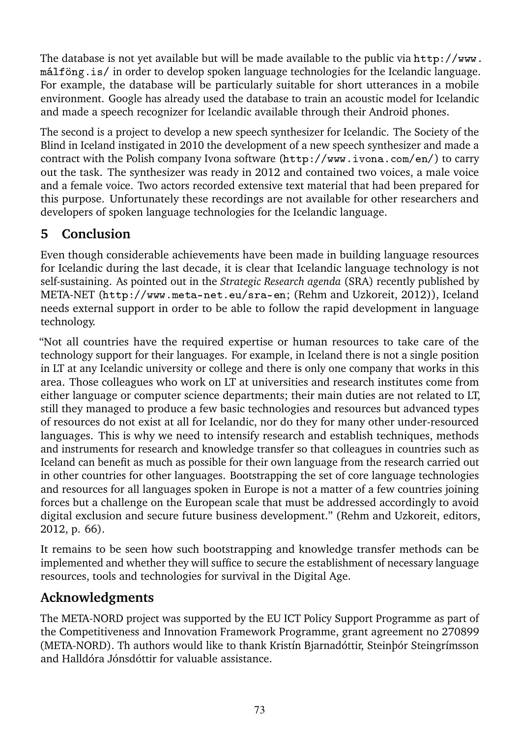The database is not yet available but will be made available to the public via http://www.málföng.is/ in order to develop spoken language technologies for the Icelandic language. For example, the database will be particularly suitable for short utterances in a mobile environment. Google has already used the database to train an acoustic model for Icelandic and made a speech recognizer for Icelandic available through their Android phones.

The second is a project to develop a new speech synthesizer for Icelandic. The Society of the Blind in Iceland instigated in 2010 the development of a new speech synthesizer and made a contract with the Polish company Ivona software (http://www.ivona.com/en/) to carry out the task. The synthesizer was ready in 2012 and contained two voices, a male voice and a female voice. Two actors recorded extensive text material that had been prepared for this purpose. Unfortunately these recordings are not available for other researchers and developers of spoken language technologies for the Icelandic language.

## 5 Conclusion

Even though considerable achievements have been made in building language resources for Icelandic during the last decade, it is clear that Icelandic language technology is not self-sustaining. As pointed out in the *Strategic Research agenda* (SRA) recently published by META-NET (http://www.meta-net.eu/sra-en; (Rehm and Uzkoreit, 2012)), Iceland needs external support in order to be able to follow the rapid development in language technology.

"Not all countries have the required expertise or human resources to take care of the technology support for their languages. For example, in Iceland there is not a single position in LT at any Icelandic university or college and there is only one company that works in this area. Those colleagues who work on LT at universities and research institutes come from either language or computer science departments; their main duties are not related to LT, still they managed to produce a few basic technologies and resources but advanced types of resources do not exist at all for Icelandic, nor do they for many other under-resourced languages. This is why we need to intensify research and establish techniques, methods and instruments for research and knowledge transfer so that colleagues in countries such as Iceland can benefit as much as possible for their own language from the research carried out in other countries for other languages. Bootstrapping the set of core language technologies and resources for all languages spoken in Europe is not a matter of a few countries joining forces but a challenge on the European scale that must be addressed accordingly to avoid digital exclusion and secure future business development." (Rehm and Uzkoreit, editors, 2012, p. 66).

It remains to be seen how such bootstrapping and knowledge transfer methods can be implemented and whether they will suffice to secure the establishment of necessary language resources, tools and technologies for survival in the Digital Age.

## Acknowledgments

The META-NORD project was supported by the EU ICT Policy Support Programme as part of the Competitiveness and Innovation Framework Programme, grant agreement no 270899 (META-NORD). Th authors would like to thank Kristín Bjarnadóttir, Steinþór Steingrímsson and Halldóra Jónsdóttir for valuable assistance.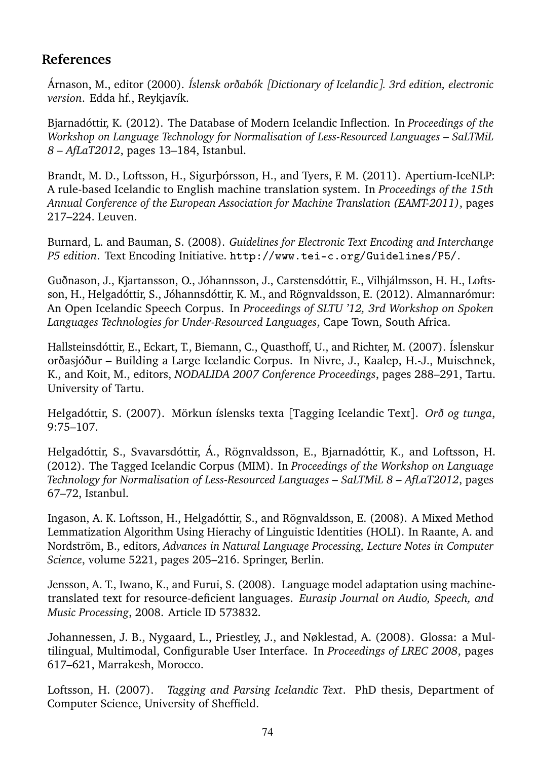## References

Árnason, M., editor (2000). *Íslensk orðabók [Dictionary of Icelandic]. 3rd edition, electronic version*. Edda hf., Reykjavík.

Bjarnadóttir, K. (2012). The Database of Modern Icelandic Inflection. In *Proceedings of the Workshop on Language Technology for Normalisation of Less-Resourced Languages – SaLTMiL 8 – AfLaT2012*, pages 13–184, Istanbul.

Brandt, M. D., Loftsson, H., Sigurþórsson, H., and Tyers, F. M. (2011). Apertium-IceNLP: A rule-based Icelandic to English machine translation system. In *Proceedings of the 15th Annual Conference of the European Association for Machine Translation (EAMT-2011)*, pages 217–224. Leuven.

Burnard, L. and Bauman, S. (2008). *Guidelines for Electronic Text Encoding and Interchange P5 edition*. Text Encoding Initiative. `http://www.tei-c.org/Guidelines/P5/`.

Guðnason, J., Kjartansson, O., Jóhannsson, J., Carstensdóttir, E., Vilhjálmsson, H. H., Loftsson, H., Helgadóttir, S., Jóhannsdóttir, K. M., and Rögnvaldsson, E. (2012). Almannarómur: An Open Icelandic Speech Corpus. In *Proceedings of SLTU '12, 3rd Workshop on Spoken Languages Technologies for Under-Resourced Languages*, Cape Town, South Africa.

Hallsteinsdóttir, E., Eckart, T., Biemann, C., Quasthoff, U., and Richter, M. (2007). Íslenskur orðasjóður – Building a Large Icelandic Corpus. In Nivre, J., Kaalep, H.-J., Muischnek, K., and Koit, M., editors, *NODALIDA 2007 Conference Proceedings*, pages 288–291, Tartu. University of Tartu.

Helgadóttir, S. (2007). Mörkun íslensks texta [Tagging Icelandic Text]. *Orð og tunga*, 9:75–107.

Helgadóttir, S., Svavarsdóttir, Á., Rögnvaldsson, E., Bjarnadóttir, K., and Loftsson, H. (2012). The Tagged Icelandic Corpus (MIM). In *Proceedings of the Workshop on Language Technology for Normalisation of Less-Resourced Languages – SaLTMiL 8 – AfLaT2012*, pages 67–72, Istanbul.

Ingason, A. K. Loftsson, H., Helgadóttir, S., and Rögnvaldsson, E. (2008). A Mixed Method Lemmatization Algorithm Using Hierachy of Linguistic Identities (HOLI). In Raante, A. and Nordström, B., editors, *Advances in Natural Language Processing, Lecture Notes in Computer Science*, volume 5221, pages 205–216. Springer, Berlin.

Jensson, A. T., Iwano, K., and Furui, S. (2008). Language model adaptation using machine-translated text for resource-deficient languages. *Eurasip Journal on Audio, Speech, and Music Processing*, 2008. Article ID 573832.

Johannessen, J. B., Nygaard, L., Priestley, J., and Nøklestad, A. (2008). Glossa: a Multilingual, Multimodal, Configurable User Interface. In *Proceedings of LREC 2008*, pages 617–621, Marrakesh, Morocco.

Loftsson, H. (2007). *Tagging and Parsing Icelandic Text*. PhD thesis, Department of Computer Science, University of Sheffield.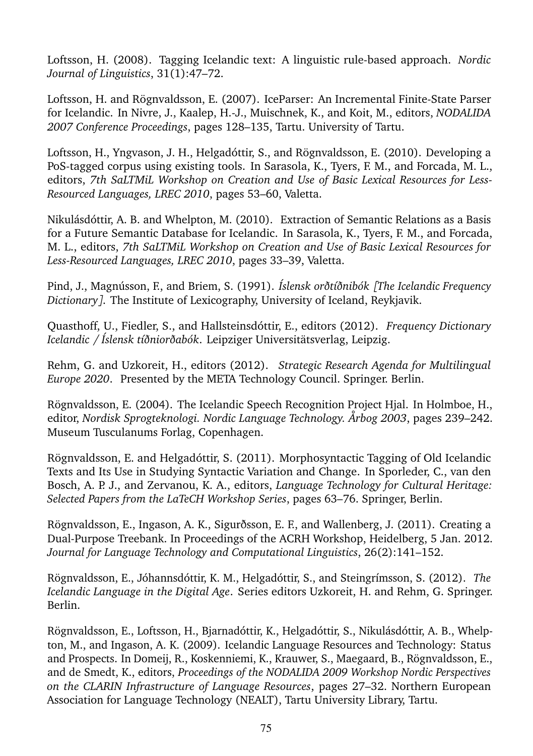Loftsson, H. (2008). Tagging Icelandic text: A linguistic rule-based approach. *Nordic Journal of Linguistics*, 31(1):47–72.

Loftsson, H. and Rögnvaldsson, E. (2007). IceParser: An Incremental Finite-State Parser for Icelandic. In Nivre, J., Kaalep, H.-J., Muischnek, K., and Koit, M., editors, *NODALIDA 2007 Conference Proceedings*, pages 128–135, Tartu. University of Tartu.

Loftsson, H., Yngvason, J. H., Helgadóttir, S., and Rögnvaldsson, E. (2010). Developing a PoS-tagged corpus using existing tools. In Sarasola, K., Tyers, F. M., and Forcada, M. L., editors, *7th SaLTMiL Workshop on Creation and Use of Basic Lexical Resources for Less-Resourced Languages, LREC 2010*, pages 53–60, Valetta.

Nikulásdóttir, A. B. and Whelpton, M. (2010). Extraction of Semantic Relations as a Basis for a Future Semantic Database for Icelandic. In Sarasola, K., Tyers, F. M., and Forcada, M. L., editors, *7th SaLTMiL Workshop on Creation and Use of Basic Lexical Resources for Less-Resourced Languages, LREC 2010*, pages 33–39, Valetta.

Pind, J., Magnússon, F., and Briem, S. (1991). *Íslensk orðtíðnibók [The Icelandic Frequency Dictionary]*. The Institute of Lexicography, University of Iceland, Reykjavik.

Quasthoff, U., Fiedler, S., and Hallsteinsdóttir, E., editors (2012). *Frequency Dictionary Icelandic / Íslensk tíðniorðabók*. Leipziger Universitätsverlag, Leipzig.

Rehm, G. and Uzkoreit, H., editors (2012). *Strategic Research Agenda for Multilingual Europe 2020*. Presented by the META Technology Council. Springer. Berlin.

Rögnvaldsson, E. (2004). The Icelandic Speech Recognition Project Hjal. In Holmboe, H., editor, *Nordisk Sprogteknologi. Nordic Language Technology. Årbog 2003*, pages 239–242. Museum Tusculanums Forlag, Copenhagen.

Rögnvaldsson, E. and Helgadóttir, S. (2011). Morphosyntactic Tagging of Old Icelandic Texts and Its Use in Studying Syntactic Variation and Change. In Sporleder, C., van den Bosch, A. P. J., and Zervanou, K. A., editors, *Language Technology for Cultural Heritage: Selected Papers from the LaTeCH Workshop Series*, pages 63–76. Springer, Berlin.

Rögnvaldsson, E., Ingason, A. K., Sigurðsson, E. F., and Wallenberg, J. (2011). Creating a Dual-Purpose Treebank. In Proceedings of the ACRH Workshop, Heidelberg, 5 Jan. 2012. *Journal for Language Technology and Computational Linguistics*, 26(2):141–152.

Rögnvaldsson, E., Jóhannsdóttir, K. M., Helgadóttir, S., and Steingrímsson, S. (2012). *The Icelandic Language in the Digital Age*. Series editors Uzkoreit, H. and Rehm, G. Springer. Berlin.

Rögnvaldsson, E., Loftsson, H., Bjarnadóttir, K., Helgadóttir, S., Nikulásdóttir, A. B., Whelpton, M., and Ingason, A. K. (2009). Icelandic Language Resources and Technology: Status and Prospects. In Domeij, R., Koskenniemi, K., Krauwer, S., Maegaard, B., Rögnvaldsson, E., and de Smedt, K., editors, *Proceedings of the NODALIDA 2009 Workshop Nordic Perspectives on the CLARIN Infrastructure of Language Resources*, pages 27–32. Northern European Association for Language Technology (NEALT), Tartu University Library, Tartu.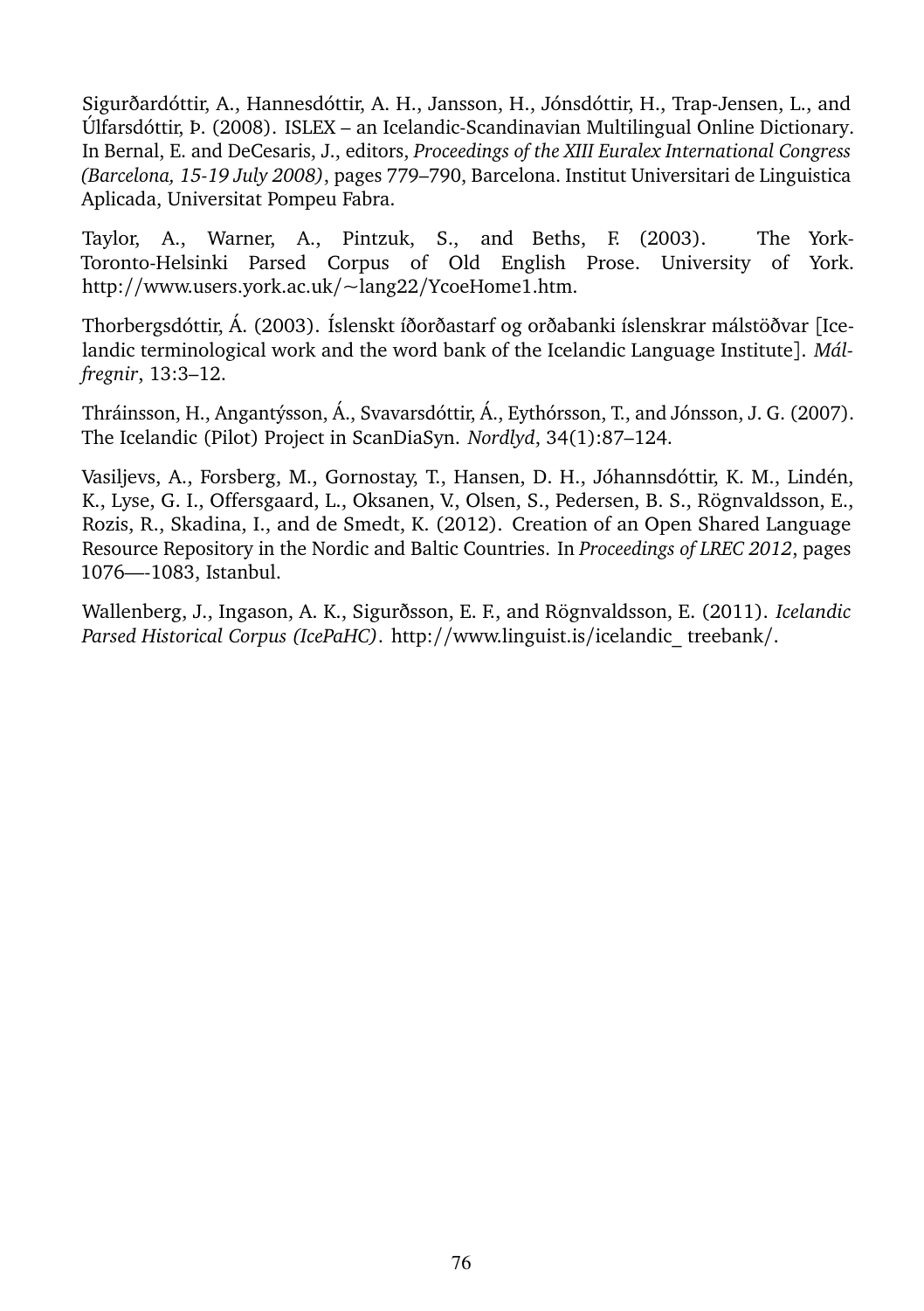Sigurðardóttir, A., Hannesdóttir, A. H., Jansson, H., Jónsdóttir, H., Trap-Jensen, L., and Úlfarsdóttir, Þ. (2008). ISLEX – an Icelandic-Scandinavian Multilingual Online Dictionary. In Bernal, E. and DeCesaris, J., editors, *Proceedings of the XIII Euralex International Congress (Barcelona, 15-19 July 2008)*, pages 779–790, Barcelona. Institut Universitari de Linguistica Aplicada, Universitat Pompeu Fabra.

Taylor, A., Warner, A., Pintzuk, S., and Beths, F. (2003). The York-Toronto-Helsinki Parsed Corpus of Old English Prose. University of York. http://www.users.york.ac.uk/~lang22/YcoeHome1.htm.

Thorbergsdóttir, Á. (2003). Íslenskt íðorðastarf og orðabanki íslenskrar málstöðvar [Icelandic terminological work and the word bank of the Icelandic Language Institute]. *Málfregnir*, 13:3–12.

Thráinsson, H., Angantýsson, Á., Svavarsdóttir, Á., Eythórsson, T., and Jónsson, J. G. (2007). The Icelandic (Pilot) Project in ScanDiaSyn. *Nordlyd*, 34(1):87–124.

Vasiljevs, A., Forsberg, M., Gornostay, T., Hansen, D. H., Jóhannsdóttir, K. M., Lindén, K., Lyse, G. I., Offersgaard, L., Oksanen, V., Olsen, S., Pedersen, B. S., Rögnvaldsson, E., Rozis, R., Skadina, I., and de Smedt, K. (2012). Creation of an Open Shared Language Resource Repository in the Nordic and Baltic Countries. In *Proceedings of LREC 2012*, pages 1076—-1083, Istanbul.

Wallenberg, J., Ingason, A. K., Sigurðsson, E. F., and Rögnvaldsson, E. (2011). *Icelandic Parsed Historical Corpus (IcePaHC)*. http://www.linguist.is/icelandic_ treebank/.